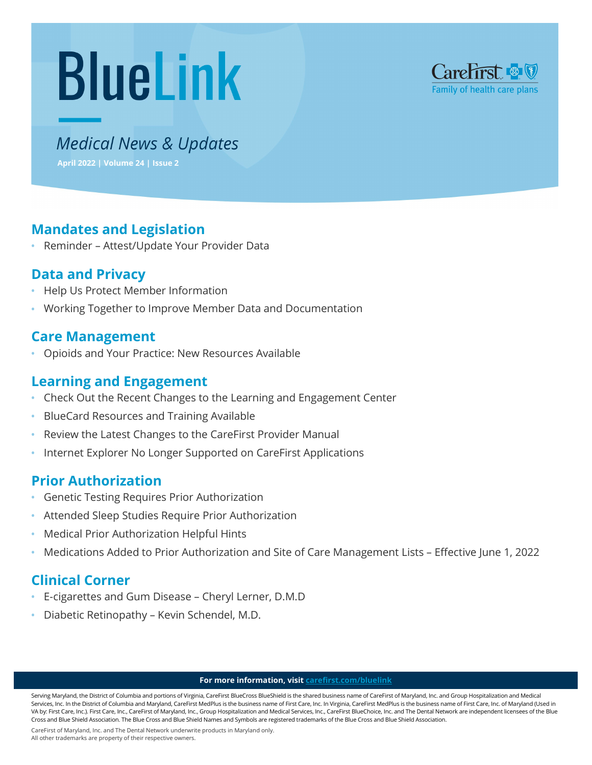# BlueLink

CareFirst
Family of health care plans

*Medical News & Updates*

**April 2022 | Volume 24 | Issue 2**

## Mandates and Legislation

- Reminder – Attest/Update Your Provider Data

## Data and Privacy

- Help Us Protect Member Information
- Working Together to Improve Member Data and Documentation

## Care Management

- Opioids and Your Practice: New Resources Available

## Learning and Engagement

- Check Out the Recent Changes to the Learning and Engagement Center
- BlueCard Resources and Training Available
- Review the Latest Changes to the CareFirst Provider Manual
- Internet Explorer No Longer Supported on CareFirst Applications

## Prior Authorization

- Genetic Testing Requires Prior Authorization
- Attended Sleep Studies Require Prior Authorization
- Medical Prior Authorization Helpful Hints
- Medications Added to Prior Authorization and Site of Care Management Lists – Effective June 1, 2022

## Clinical Corner

- E-cigarettes and Gum Disease – Cheryl Lerner, D.M.D
- Diabetic Retinopathy – Kevin Schendel, M.D.

**For more information, visit carefirst.com/bluelink**

Serving Maryland, the District of Columbia and portions of Virginia, CareFirst BlueCross BlueShield is the shared business name of CareFirst of Maryland, Inc. and Group Hospitalization and Medical Services, Inc. In the District of Columbia and Maryland, CareFirst MedPlus is the business name of First Care, Inc. In Virginia, CareFirst MedPlus is the business name of First Care, Inc. of Maryland (Used in VA by: First Care, Inc.). First Care, Inc., CareFirst of Maryland, Inc., Group Hospitalization and Medical Services, Inc., CareFirst BlueChoice, Inc. and The Dental Network are independent licensees of the Blue Cross and Blue Shield Association. The Blue Cross and Blue Shield Names and Symbols are registered trademarks of the Blue Cross and Blue Shield Association.

CareFirst of Maryland, Inc. and The Dental Network underwrite products in Maryland only.
All other trademarks are property of their respective owners.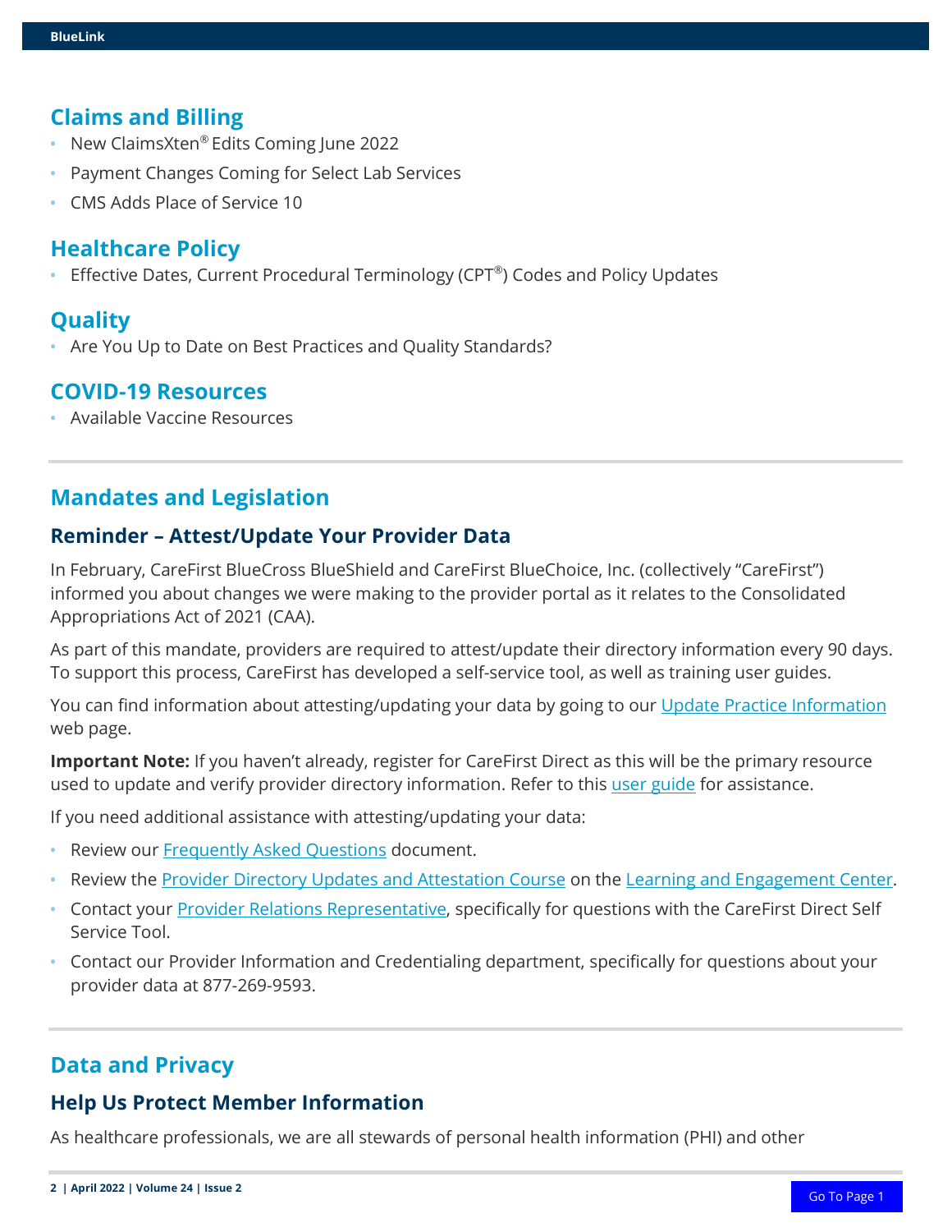## Claims and Billing

- New ClaimsXten® Edits Coming June 2022
- Payment Changes Coming for Select Lab Services
- CMS Adds Place of Service 10

## Healthcare Policy

- Effective Dates, Current Procedural Terminology (CPT®) Codes and Policy Updates

## Quality

- Are You Up to Date on Best Practices and Quality Standards?

## COVID-19 Resources

- Available Vaccine Resources

---

## Mandates and Legislation

### Reminder – Attest/Update Your Provider Data

In February, CareFirst BlueCross BlueShield and CareFirst BlueChoice, Inc. (collectively "CareFirst") informed you about changes we were making to the provider portal as it relates to the Consolidated Appropriations Act of 2021 (CAA).

As part of this mandate, providers are required to attest/update their directory information every 90 days. To support this process, CareFirst has developed a self-service tool, as well as training user guides.

You can find information about attesting/updating your data by going to our Update Practice Information web page.

**Important Note:** If you haven't already, register for CareFirst Direct as this will be the primary resource used to update and verify provider directory information. Refer to this user guide for assistance.

If you need additional assistance with attesting/updating your data:

- Review our Frequently Asked Questions document.
- Review the Provider Directory Updates and Attestation Course on the Learning and Engagement Center.
- Contact your Provider Relations Representative, specifically for questions with the CareFirst Direct Self Service Tool.
- Contact our Provider Information and Credentialing department, specifically for questions about your provider data at 877-269-9593.

---

## Data and Privacy

### Help Us Protect Member Information

As healthcare professionals, we are all stewards of personal health information (PHI) and other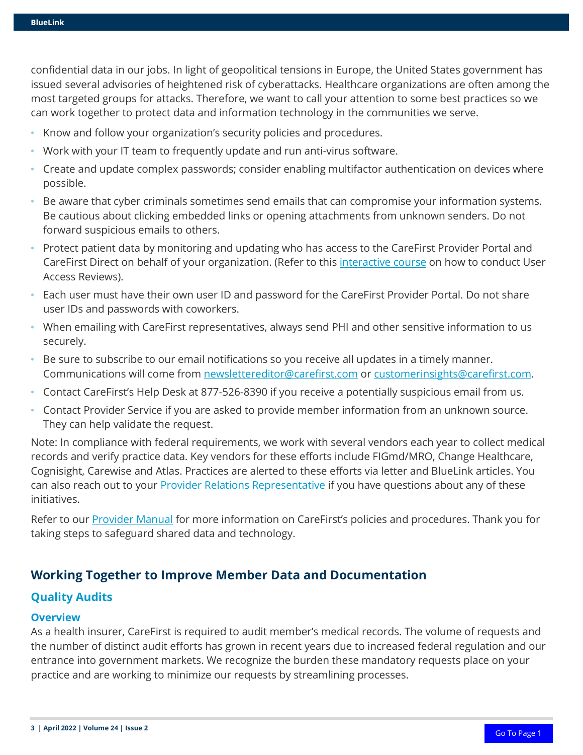confidential data in our jobs. In light of geopolitical tensions in Europe, the United States government has issued several advisories of heightened risk of cyberattacks. Healthcare organizations are often among the most targeted groups for attacks. Therefore, we want to call your attention to some best practices so we can work together to protect data and information technology in the communities we serve.

- Know and follow your organization's security policies and procedures.
- Work with your IT team to frequently update and run anti-virus software.
- Create and update complex passwords; consider enabling multifactor authentication on devices where possible.
- Be aware that cyber criminals sometimes send emails that can compromise your information systems. Be cautious about clicking embedded links or opening attachments from unknown senders. Do not forward suspicious emails to others.
- Protect patient data by monitoring and updating who has access to the CareFirst Provider Portal and CareFirst Direct on behalf of your organization. (Refer to this interactive course on how to conduct User Access Reviews).
- Each user must have their own user ID and password for the CareFirst Provider Portal. Do not share user IDs and passwords with coworkers.
- When emailing with CareFirst representatives, always send PHI and other sensitive information to us securely.
- Be sure to subscribe to our email notifications so you receive all updates in a timely manner. Communications will come from newslettereditor@carefirst.com or customerinsights@carefirst.com.
- Contact CareFirst's Help Desk at 877-526-8390 if you receive a potentially suspicious email from us.
- Contact Provider Service if you are asked to provide member information from an unknown source. They can help validate the request.

Note: In compliance with federal requirements, we work with several vendors each year to collect medical records and verify practice data. Key vendors for these efforts include FIGmd/MRO, Change Healthcare, Cognisight, Carewise and Atlas. Practices are alerted to these efforts via letter and BlueLink articles. You can also reach out to your Provider Relations Representative if you have questions about any of these initiatives.

Refer to our Provider Manual for more information on CareFirst's policies and procedures. Thank you for taking steps to safeguard shared data and technology.

## Working Together to Improve Member Data and Documentation

### Quality Audits

#### Overview

As a health insurer, CareFirst is required to audit member's medical records. The volume of requests and the number of distinct audit efforts has grown in recent years due to increased federal regulation and our entrance into government markets. We recognize the burden these mandatory requests place on your practice and are working to minimize our requests by streamlining processes.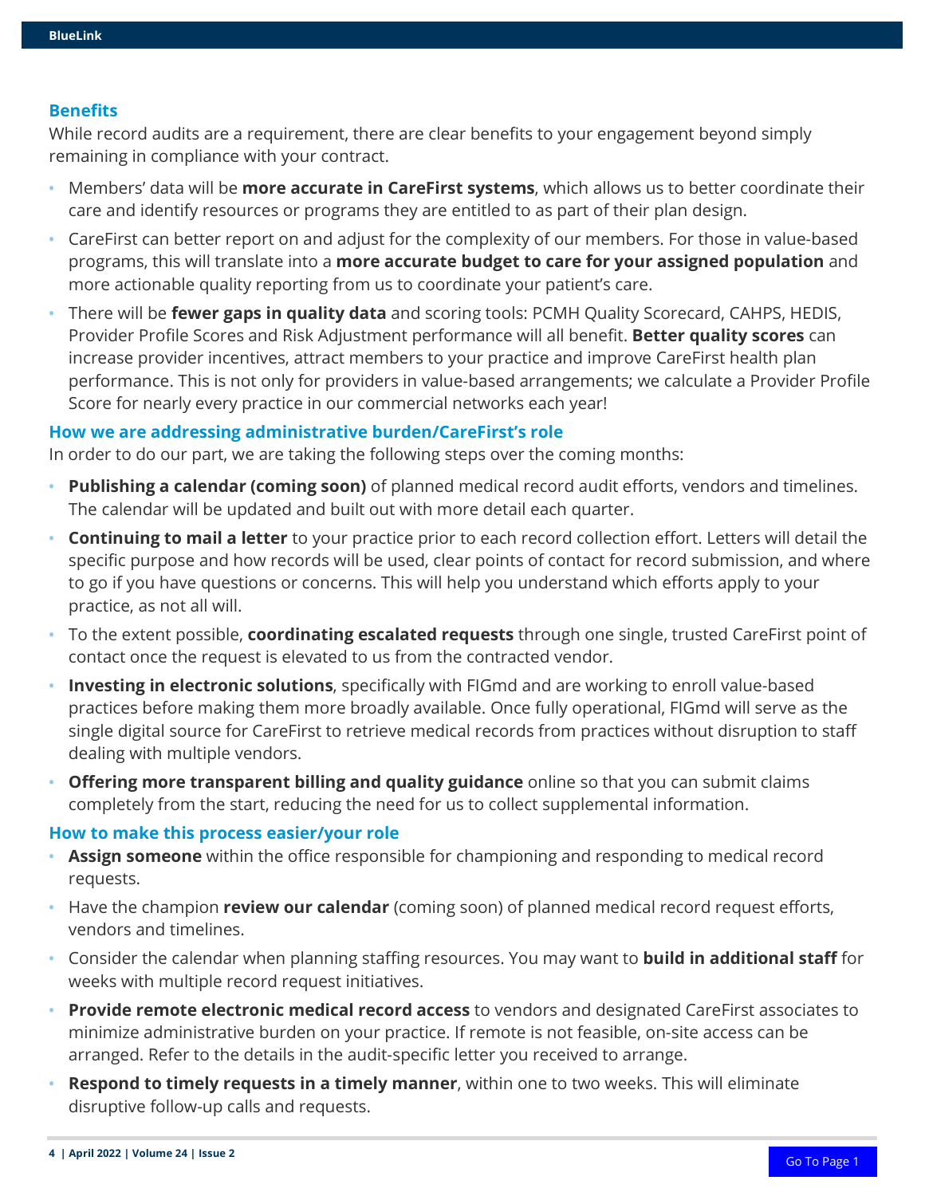### Benefits

While record audits are a requirement, there are clear benefits to your engagement beyond simply remaining in compliance with your contract.

- Members' data will be **more accurate in CareFirst systems**, which allows us to better coordinate their care and identify resources or programs they are entitled to as part of their plan design.
- CareFirst can better report on and adjust for the complexity of our members. For those in value-based programs, this will translate into a **more accurate budget to care for your assigned population** and more actionable quality reporting from us to coordinate your patient's care.
- There will be **fewer gaps in quality data** and scoring tools: PCMH Quality Scorecard, CAHPS, HEDIS, Provider Profile Scores and Risk Adjustment performance will all benefit. **Better quality scores** can increase provider incentives, attract members to your practice and improve CareFirst health plan performance. This is not only for providers in value-based arrangements; we calculate a Provider Profile Score for nearly every practice in our commercial networks each year!

### How we are addressing administrative burden/CareFirst's role

In order to do our part, we are taking the following steps over the coming months:

- **Publishing a calendar (coming soon)** of planned medical record audit efforts, vendors and timelines. The calendar will be updated and built out with more detail each quarter.
- **Continuing to mail a letter** to your practice prior to each record collection effort. Letters will detail the specific purpose and how records will be used, clear points of contact for record submission, and where to go if you have questions or concerns. This will help you understand which efforts apply to your practice, as not all will.
- To the extent possible, **coordinating escalated requests** through one single, trusted CareFirst point of contact once the request is elevated to us from the contracted vendor.
- **Investing in electronic solutions**, specifically with FIGmd and are working to enroll value-based practices before making them more broadly available. Once fully operational, FIGmd will serve as the single digital source for CareFirst to retrieve medical records from practices without disruption to staff dealing with multiple vendors.
- **Offering more transparent billing and quality guidance** online so that you can submit claims completely from the start, reducing the need for us to collect supplemental information.

### How to make this process easier/your role

- **Assign someone** within the office responsible for championing and responding to medical record requests.
- Have the champion **review our calendar** (coming soon) of planned medical record request efforts, vendors and timelines.
- Consider the calendar when planning staffing resources. You may want to **build in additional staff** for weeks with multiple record request initiatives.
- **Provide remote electronic medical record access** to vendors and designated CareFirst associates to minimize administrative burden on your practice. If remote is not feasible, on-site access can be arranged. Refer to the details in the audit-specific letter you received to arrange.
- **Respond to timely requests in a timely manner**, within one to two weeks. This will eliminate disruptive follow-up calls and requests.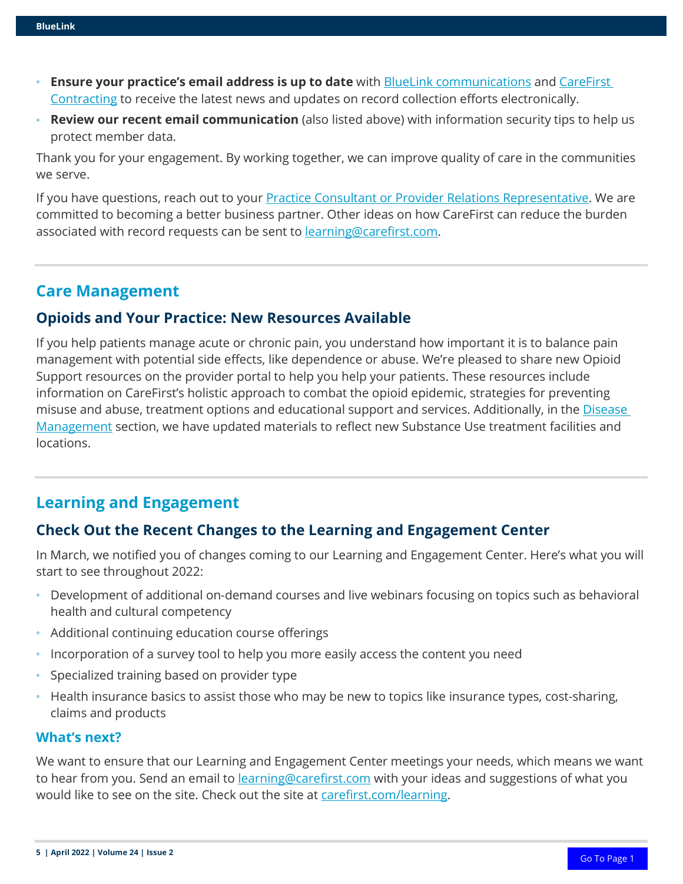- **Ensure your practice's email address is up to date** with BlueLink communications and CareFirst Contracting to receive the latest news and updates on record collection efforts electronically.
- **Review our recent email communication** (also listed above) with information security tips to help us protect member data.

Thank you for your engagement. By working together, we can improve quality of care in the communities we serve.

If you have questions, reach out to your Practice Consultant or Provider Relations Representative. We are committed to becoming a better business partner. Other ideas on how CareFirst can reduce the burden associated with record requests can be sent to learning@carefirst.com.

## Care Management

### Opioids and Your Practice: New Resources Available

If you help patients manage acute or chronic pain, you understand how important it is to balance pain management with potential side effects, like dependence or abuse. We're pleased to share new Opioid Support resources on the provider portal to help you help your patients. These resources include information on CareFirst's holistic approach to combat the opioid epidemic, strategies for preventing misuse and abuse, treatment options and educational support and services. Additionally, in the Disease Management section, we have updated materials to reflect new Substance Use treatment facilities and locations.

## Learning and Engagement

### Check Out the Recent Changes to the Learning and Engagement Center

In March, we notified you of changes coming to our Learning and Engagement Center. Here's what you will start to see throughout 2022:

- Development of additional on-demand courses and live webinars focusing on topics such as behavioral health and cultural competency
- Additional continuing education course offerings
- Incorporation of a survey tool to help you more easily access the content you need
- Specialized training based on provider type
- Health insurance basics to assist those who may be new to topics like insurance types, cost-sharing, claims and products

#### What's next?

We want to ensure that our Learning and Engagement Center meetings your needs, which means we want to hear from you. Send an email to learning@carefirst.com with your ideas and suggestions of what you would like to see on the site. Check out the site at carefirst.com/learning.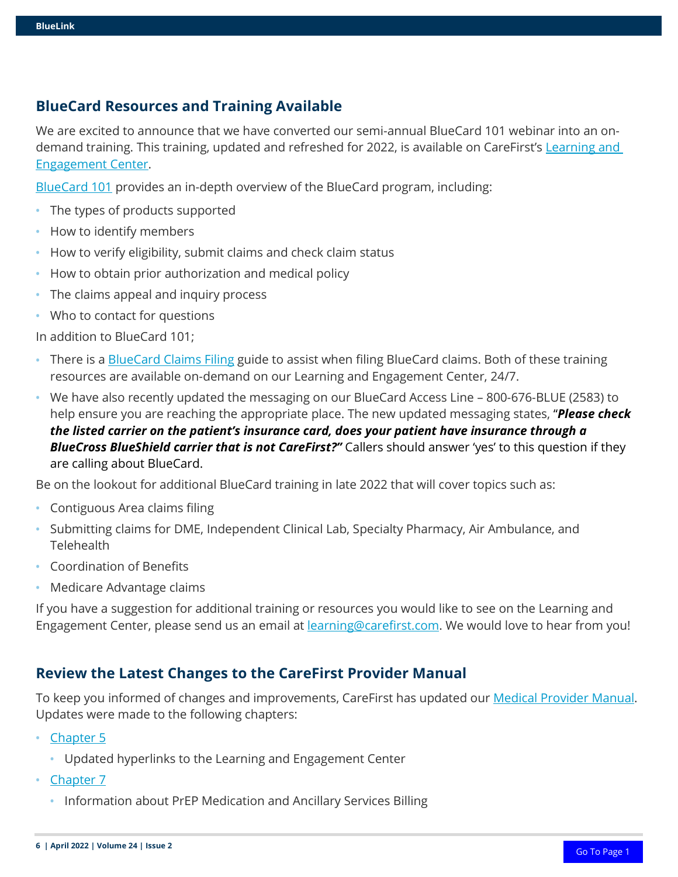## BlueCard Resources and Training Available

We are excited to announce that we have converted our semi-annual BlueCard 101 webinar into an on-demand training. This training, updated and refreshed for 2022, is available on CareFirst's Learning and Engagement Center.

BlueCard 101 provides an in-depth overview of the BlueCard program, including:

- The types of products supported
- How to identify members
- How to verify eligibility, submit claims and check claim status
- How to obtain prior authorization and medical policy
- The claims appeal and inquiry process
- Who to contact for questions

In addition to BlueCard 101;

- There is a BlueCard Claims Filing guide to assist when filing BlueCard claims. Both of these training resources are available on-demand on our Learning and Engagement Center, 24/7.
- We have also recently updated the messaging on our BlueCard Access Line – 800-676-BLUE (2583) to help ensure you are reaching the appropriate place. The new updated messaging states, "***Please check the listed carrier on the patient's insurance card, does your patient have insurance through a BlueCross BlueShield carrier that is not CareFirst?"*** Callers should answer 'yes' to this question if they are calling about BlueCard.

Be on the lookout for additional BlueCard training in late 2022 that will cover topics such as:

- Contiguous Area claims filing
- Submitting claims for DME, Independent Clinical Lab, Specialty Pharmacy, Air Ambulance, and Telehealth
- Coordination of Benefits
- Medicare Advantage claims

If you have a suggestion for additional training or resources you would like to see on the Learning and Engagement Center, please send us an email at learning@carefirst.com. We would love to hear from you!

## Review the Latest Changes to the CareFirst Provider Manual

To keep you informed of changes and improvements, CareFirst has updated our Medical Provider Manual. Updates were made to the following chapters:

- Chapter 5
  - Updated hyperlinks to the Learning and Engagement Center
- Chapter 7
  - Information about PrEP Medication and Ancillary Services Billing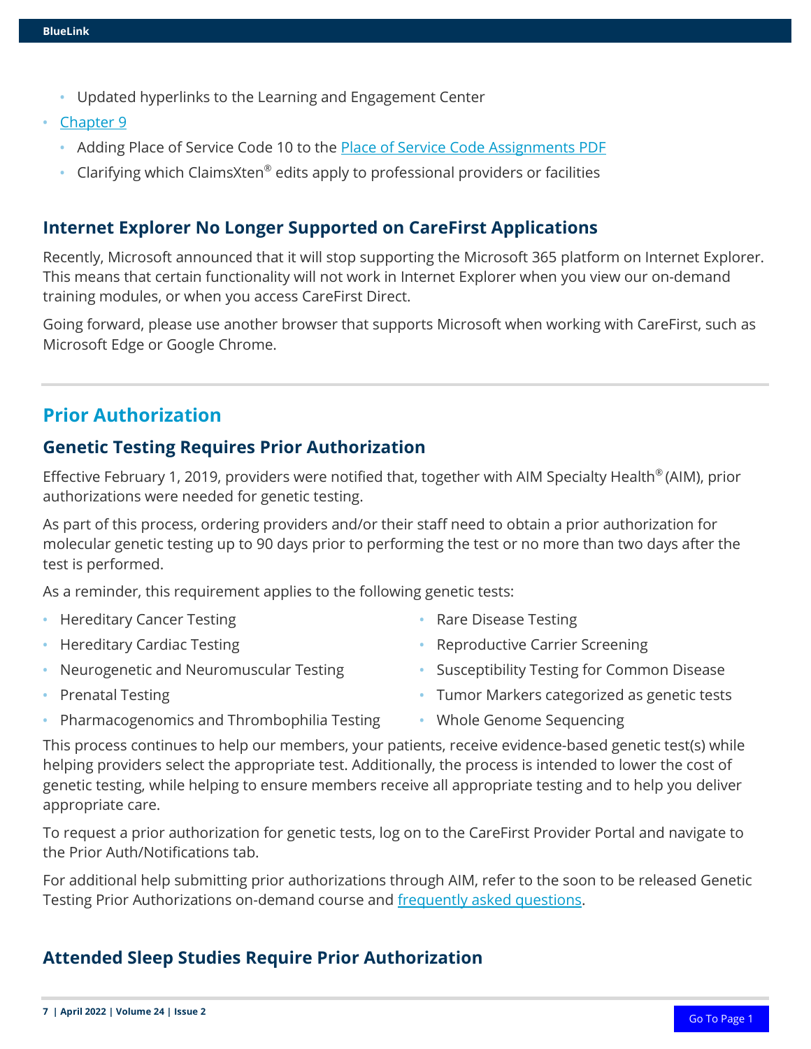- Updated hyperlinks to the Learning and Engagement Center
- [Chapter 9]()
    - Adding Place of Service Code 10 to the [Place of Service Code Assignments PDF]()
    - Clarifying which ClaimsXten® edits apply to professional providers or facilities

### Internet Explorer No Longer Supported on CareFirst Applications

Recently, Microsoft announced that it will stop supporting the Microsoft 365 platform on Internet Explorer. This means that certain functionality will not work in Internet Explorer when you view our on-demand training modules, or when you access CareFirst Direct.

Going forward, please use another browser that supports Microsoft when working with CareFirst, such as Microsoft Edge or Google Chrome.

## Prior Authorization

### Genetic Testing Requires Prior Authorization

Effective February 1, 2019, providers were notified that, together with AIM Specialty Health® (AIM), prior authorizations were needed for genetic testing.

As part of this process, ordering providers and/or their staff need to obtain a prior authorization for molecular genetic testing up to 90 days prior to performing the test or no more than two days after the test is performed.

As a reminder, this requirement applies to the following genetic tests:

- Hereditary Cancer Testing
- Hereditary Cardiac Testing
- Neurogenetic and Neuromuscular Testing
- Prenatal Testing
- Pharmacogenomics and Thrombophilia Testing
- Rare Disease Testing
- Reproductive Carrier Screening
- Susceptibility Testing for Common Disease
- Tumor Markers categorized as genetic tests
- Whole Genome Sequencing

This process continues to help our members, your patients, receive evidence-based genetic test(s) while helping providers select the appropriate test. Additionally, the process is intended to lower the cost of genetic testing, while helping to ensure members receive all appropriate testing and to help you deliver appropriate care.

To request a prior authorization for genetic tests, log on to the CareFirst Provider Portal and navigate to the Prior Auth/Notifications tab.

For additional help submitting prior authorizations through AIM, refer to the soon to be released Genetic Testing Prior Authorizations on-demand course and [frequently asked questions]().

### Attended Sleep Studies Require Prior Authorization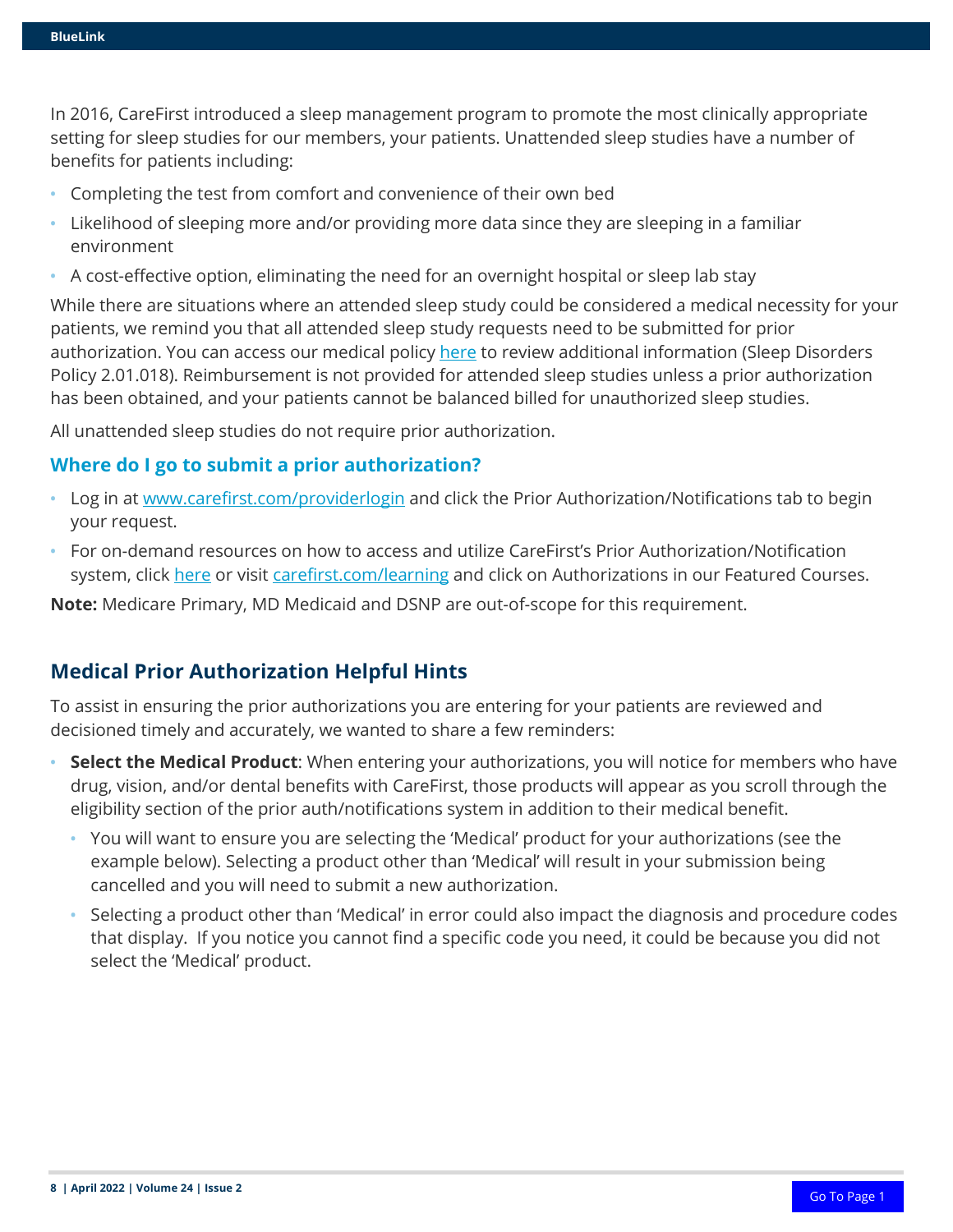In 2016, CareFirst introduced a sleep management program to promote the most clinically appropriate setting for sleep studies for our members, your patients. Unattended sleep studies have a number of benefits for patients including:

- Completing the test from comfort and convenience of their own bed
- Likelihood of sleeping more and/or providing more data since they are sleeping in a familiar environment
- A cost-effective option, eliminating the need for an overnight hospital or sleep lab stay

While there are situations where an attended sleep study could be considered a medical necessity for your patients, we remind you that all attended sleep study requests need to be submitted for prior authorization. You can access our medical policy here to review additional information (Sleep Disorders Policy 2.01.018). Reimbursement is not provided for attended sleep studies unless a prior authorization has been obtained, and your patients cannot be balanced billed for unauthorized sleep studies.

All unattended sleep studies do not require prior authorization.

### Where do I go to submit a prior authorization?

- Log in at www.carefirst.com/providerlogin and click the Prior Authorization/Notifications tab to begin your request.
- For on-demand resources on how to access and utilize CareFirst's Prior Authorization/Notification system, click here or visit carefirst.com/learning and click on Authorizations in our Featured Courses.

**Note:** Medicare Primary, MD Medicaid and DSNP are out-of-scope for this requirement.

## Medical Prior Authorization Helpful Hints

To assist in ensuring the prior authorizations you are entering for your patients are reviewed and decisioned timely and accurately, we wanted to share a few reminders:

- **Select the Medical Product**: When entering your authorizations, you will notice for members who have drug, vision, and/or dental benefits with CareFirst, those products will appear as you scroll through the eligibility section of the prior auth/notifications system in addition to their medical benefit.
  - You will want to ensure you are selecting the 'Medical' product for your authorizations (see the example below). Selecting a product other than 'Medical' will result in your submission being cancelled and you will need to submit a new authorization.
  - Selecting a product other than 'Medical' in error could also impact the diagnosis and procedure codes that display. If you notice you cannot find a specific code you need, it could be because you did not select the 'Medical' product.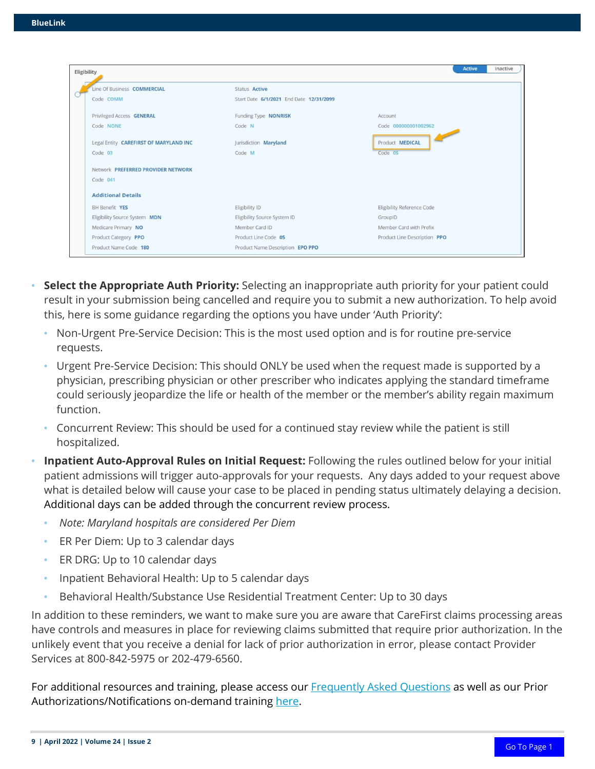- **Select the Appropriate Auth Priority:** Selecting an inappropriate auth priority for your patient could result in your submission being cancelled and require you to submit a new authorization. To help avoid this, here is some guidance regarding the options you have under 'Auth Priority':
  - Non-Urgent Pre-Service Decision: This is the most used option and is for routine pre-service requests.
  - Urgent Pre-Service Decision: This should ONLY be used when the request made is supported by a physician, prescribing physician or other prescriber who indicates applying the standard timeframe could seriously jeopardize the life or health of the member or the member's ability regain maximum function.
  - Concurrent Review: This should be used for a continued stay review while the patient is still hospitalized.
- **Inpatient Auto-Approval Rules on Initial Request:** Following the rules outlined below for your initial patient admissions will trigger auto-approvals for your requests. Any days added to your request above what is detailed below will cause your case to be placed in pending status ultimately delaying a decision. Additional days can be added through the concurrent review process.
  - *Note: Maryland hospitals are considered Per Diem*
  - ER Per Diem: Up to 3 calendar days
  - ER DRG: Up to 10 calendar days
  - Inpatient Behavioral Health: Up to 5 calendar days
  - Behavioral Health/Substance Use Residential Treatment Center: Up to 30 days

In addition to these reminders, we want to make sure you are aware that CareFirst claims processing areas have controls and measures in place for reviewing claims submitted that require prior authorization. In the unlikely event that you receive a denial for lack of prior authorization in error, please contact Provider Services at 800-842-5975 or 202-479-6560.

For additional resources and training, please access our Frequently Asked Questions as well as our Prior Authorizations/Notifications on-demand training here.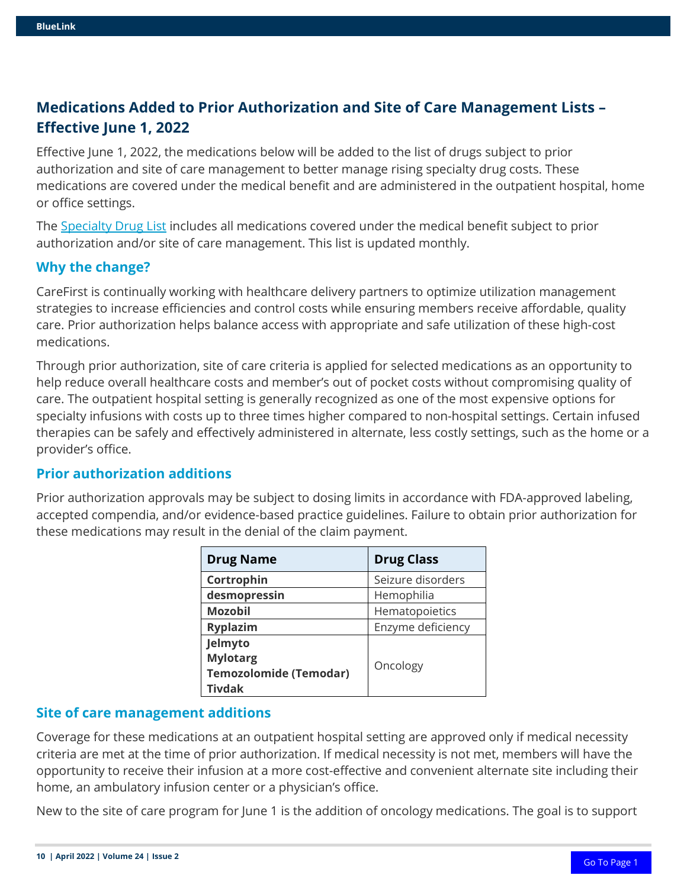## Medications Added to Prior Authorization and Site of Care Management Lists – Effective June 1, 2022

Effective June 1, 2022, the medications below will be added to the list of drugs subject to prior authorization and site of care management to better manage rising specialty drug costs. These medications are covered under the medical benefit and are administered in the outpatient hospital, home or office settings.

The Specialty Drug List includes all medications covered under the medical benefit subject to prior authorization and/or site of care management. This list is updated monthly.

### Why the change?

CareFirst is continually working with healthcare delivery partners to optimize utilization management strategies to increase efficiencies and control costs while ensuring members receive affordable, quality care. Prior authorization helps balance access with appropriate and safe utilization of these high-cost medications.

Through prior authorization, site of care criteria is applied for selected medications as an opportunity to help reduce overall healthcare costs and member's out of pocket costs without compromising quality of care. The outpatient hospital setting is generally recognized as one of the most expensive options for specialty infusions with costs up to three times higher compared to non-hospital settings. Certain infused therapies can be safely and effectively administered in alternate, less costly settings, such as the home or a provider's office.

### Prior authorization additions

Prior authorization approvals may be subject to dosing limits in accordance with FDA-approved labeling, accepted compendia, and/or evidence-based practice guidelines. Failure to obtain prior authorization for these medications may result in the denial of the claim payment.

| Drug Name | Drug Class |
|---|---|
| **Cortrophin** | Seizure disorders |
| **desmopressin** | Hemophilia |
| **Mozobil** | Hematopoietics |
| **Ryplazim** | Enzyme deficiency |
| **Jelmyto**<br>**Mylotarg**<br>**Temozolomide (Temodar)**<br>**Tivdak** | Oncology |

### Site of care management additions

Coverage for these medications at an outpatient hospital setting are approved only if medical necessity criteria are met at the time of prior authorization. If medical necessity is not met, members will have the opportunity to receive their infusion at a more cost-effective and convenient alternate site including their home, an ambulatory infusion center or a physician's office.

New to the site of care program for June 1 is the addition of oncology medications. The goal is to support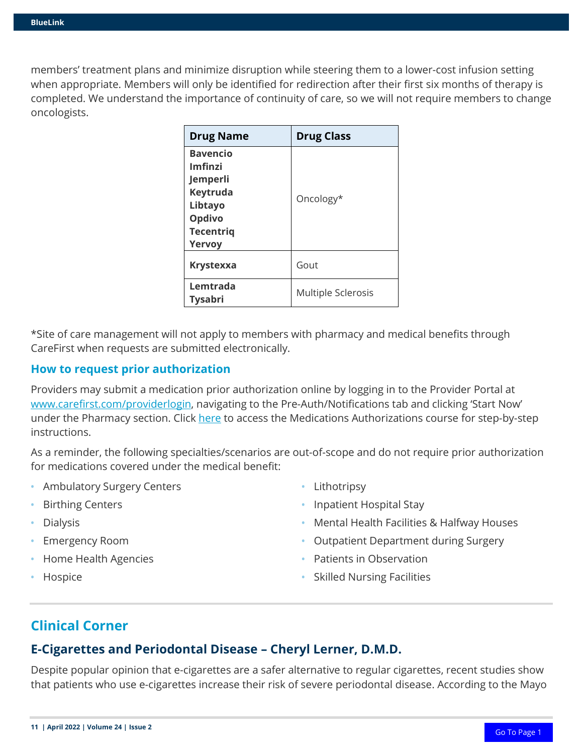members' treatment plans and minimize disruption while steering them to a lower-cost infusion setting when appropriate. Members will only be identified for redirection after their first six months of therapy is completed. We understand the importance of continuity of care, so we will not require members to change oncologists.

| Drug Name | Drug Class |
|---|---|
| **Bavencio**<br>**Imfinzi**<br>**Jemperli**<br>**Keytruda**<br>**Libtayo**<br>**Opdivo**<br>**Tecentriq**<br>**Yervoy** | Oncology* |
| **Krystexxa** | Gout |
| **Lemtrada**<br>**Tysabri** | Multiple Sclerosis |

*Site of care management will not apply to members with pharmacy and medical benefits through CareFirst when requests are submitted electronically.

### How to request prior authorization

Providers may submit a medication prior authorization online by logging in to the Provider Portal at [www.carefirst.com/providerlogin](www.carefirst.com/providerlogin), navigating to the Pre-Auth/Notifications tab and clicking 'Start Now' under the Pharmacy section. Click [here]() to access the Medications Authorizations course for step-by-step instructions.

As a reminder, the following specialties/scenarios are out-of-scope and do not require prior authorization for medications covered under the medical benefit:

- Ambulatory Surgery Centers
- Birthing Centers
- Dialysis
- Emergency Room
- Home Health Agencies
- Hospice
- Lithotripsy
- Inpatient Hospital Stay
- Mental Health Facilities & Halfway Houses
- Outpatient Department during Surgery
- Patients in Observation
- Skilled Nursing Facilities

## Clinical Corner

### E-Cigarettes and Periodontal Disease – Cheryl Lerner, D.M.D.

Despite popular opinion that e-cigarettes are a safer alternative to regular cigarettes, recent studies show that patients who use e-cigarettes increase their risk of severe periodontal disease. According to the Mayo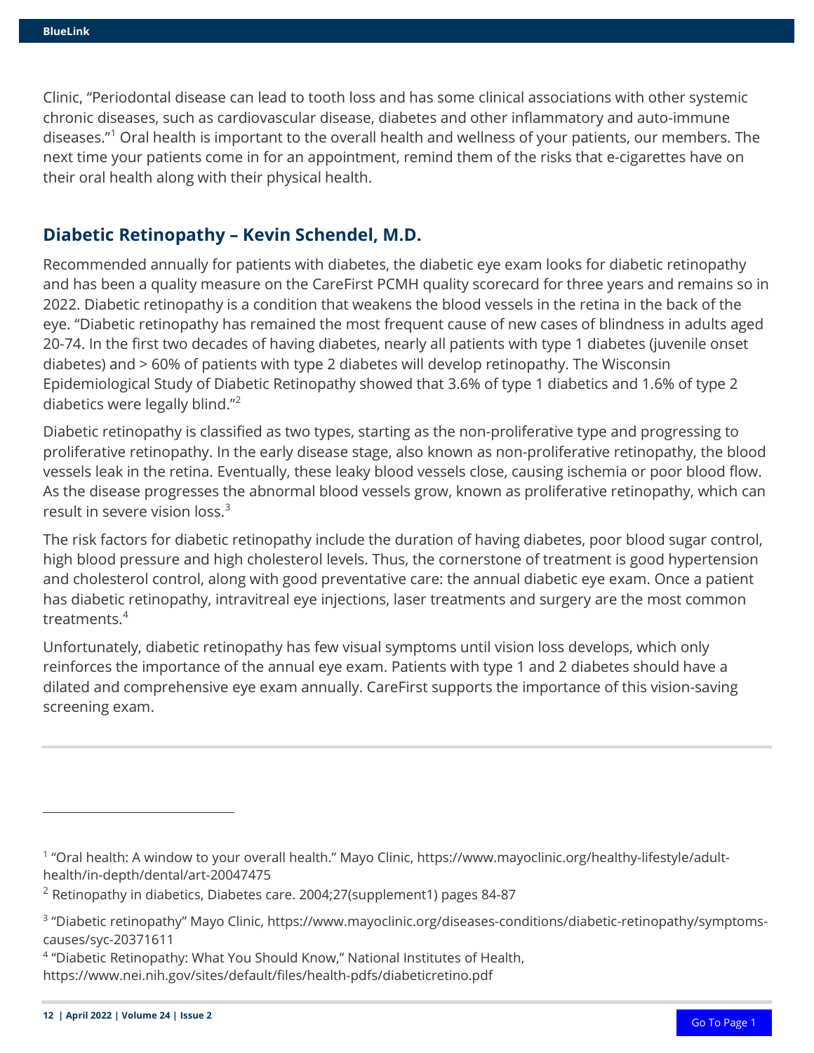Clinic, "Periodontal disease can lead to tooth loss and has some clinical associations with other systemic chronic diseases, such as cardiovascular disease, diabetes and other inflammatory and auto-immune diseases."[1] Oral health is important to the overall health and wellness of your patients, our members. The next time your patients come in for an appointment, remind them of the risks that e-cigarettes have on their oral health along with their physical health.

## Diabetic Retinopathy – Kevin Schendel, M.D.

Recommended annually for patients with diabetes, the diabetic eye exam looks for diabetic retinopathy and has been a quality measure on the CareFirst PCMH quality scorecard for three years and remains so in 2022. Diabetic retinopathy is a condition that weakens the blood vessels in the retina in the back of the eye. "Diabetic retinopathy has remained the most frequent cause of new cases of blindness in adults aged 20-74. In the first two decades of having diabetes, nearly all patients with type 1 diabetes (juvenile onset diabetes) and > 60% of patients with type 2 diabetes will develop retinopathy. The Wisconsin Epidemiological Study of Diabetic Retinopathy showed that 3.6% of type 1 diabetics and 1.6% of type 2 diabetics were legally blind."[2]

Diabetic retinopathy is classified as two types, starting as the non-proliferative type and progressing to proliferative retinopathy. In the early disease stage, also known as non-proliferative retinopathy, the blood vessels leak in the retina. Eventually, these leaky blood vessels close, causing ischemia or poor blood flow. As the disease progresses the abnormal blood vessels grow, known as proliferative retinopathy, which can result in severe vision loss.[3]

The risk factors for diabetic retinopathy include the duration of having diabetes, poor blood sugar control, high blood pressure and high cholesterol levels. Thus, the cornerstone of treatment is good hypertension and cholesterol control, along with good preventative care: the annual diabetic eye exam. Once a patient has diabetic retinopathy, intravitreal eye injections, laser treatments and surgery are the most common treatments.[4]

Unfortunately, diabetic retinopathy has few visual symptoms until vision loss develops, which only reinforces the importance of the annual eye exam. Patients with type 1 and 2 diabetes should have a dilated and comprehensive eye exam annually. CareFirst supports the importance of this vision-saving screening exam.

---

[1] "Oral health: A window to your overall health." Mayo Clinic, https://www.mayoclinic.org/healthy-lifestyle/adult-health/in-depth/dental/art-20047475

[2] Retinopathy in diabetics, Diabetes care. 2004;27(supplement1) pages 84-87

[3] "Diabetic retinopathy" Mayo Clinic, https://www.mayoclinic.org/diseases-conditions/diabetic-retinopathy/symptoms-causes/syc-20371611

[4] "Diabetic Retinopathy: What You Should Know," National Institutes of Health, https://www.nei.nih.gov/sites/default/files/health-pdfs/diabeticretino.pdf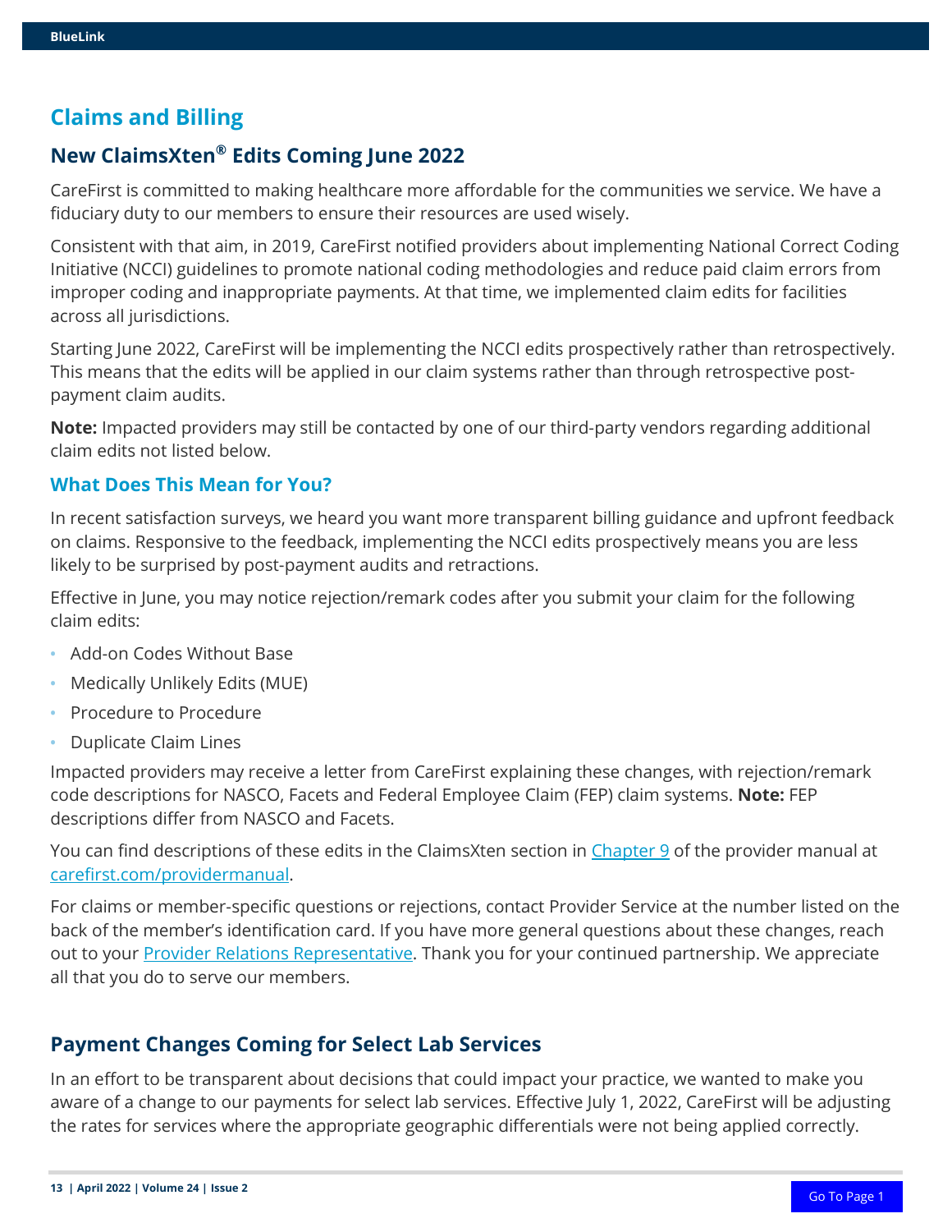## Claims and Billing

### New ClaimsXten® Edits Coming June 2022

CareFirst is committed to making healthcare more affordable for the communities we service. We have a fiduciary duty to our members to ensure their resources are used wisely.

Consistent with that aim, in 2019, CareFirst notified providers about implementing National Correct Coding Initiative (NCCI) guidelines to promote national coding methodologies and reduce paid claim errors from improper coding and inappropriate payments. At that time, we implemented claim edits for facilities across all jurisdictions.

Starting June 2022, CareFirst will be implementing the NCCI edits prospectively rather than retrospectively. This means that the edits will be applied in our claim systems rather than through retrospective post-payment claim audits.

**Note:** Impacted providers may still be contacted by one of our third-party vendors regarding additional claim edits not listed below.

#### What Does This Mean for You?

In recent satisfaction surveys, we heard you want more transparent billing guidance and upfront feedback on claims. Responsive to the feedback, implementing the NCCI edits prospectively means you are less likely to be surprised by post-payment audits and retractions.

Effective in June, you may notice rejection/remark codes after you submit your claim for the following claim edits:

- Add-on Codes Without Base
- Medically Unlikely Edits (MUE)
- Procedure to Procedure
- Duplicate Claim Lines

Impacted providers may receive a letter from CareFirst explaining these changes, with rejection/remark code descriptions for NASCO, Facets and Federal Employee Claim (FEP) claim systems. **Note:** FEP descriptions differ from NASCO and Facets.

You can find descriptions of these edits in the ClaimsXten section in Chapter 9 of the provider manual at carefirst.com/providermanual.

For claims or member-specific questions or rejections, contact Provider Service at the number listed on the back of the member's identification card. If you have more general questions about these changes, reach out to your Provider Relations Representative. Thank you for your continued partnership. We appreciate all that you do to serve our members.

### Payment Changes Coming for Select Lab Services

In an effort to be transparent about decisions that could impact your practice, we wanted to make you aware of a change to our payments for select lab services. Effective July 1, 2022, CareFirst will be adjusting the rates for services where the appropriate geographic differentials were not being applied correctly.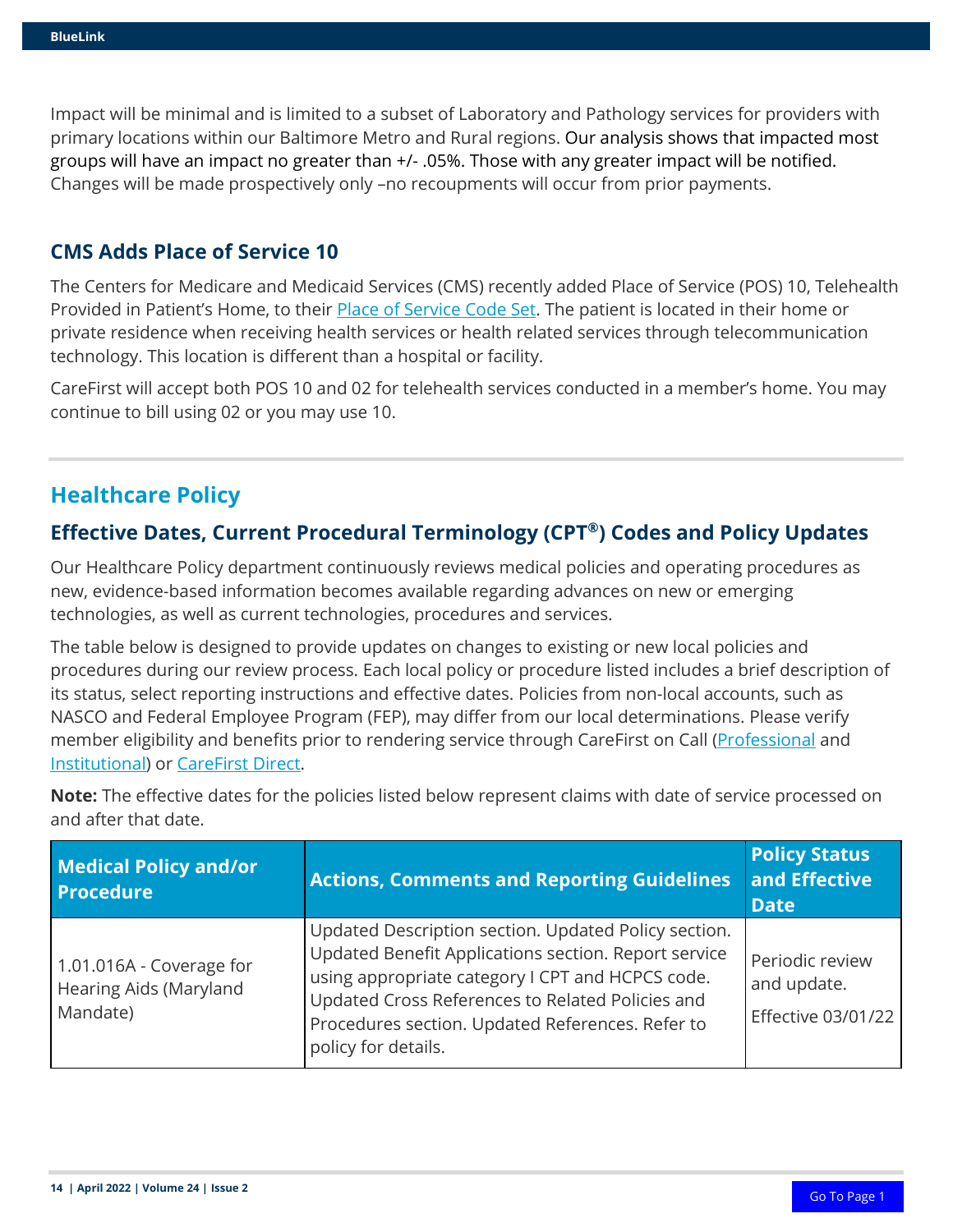Impact will be minimal and is limited to a subset of Laboratory and Pathology services for providers with primary locations within our Baltimore Metro and Rural regions. Our analysis shows that impacted most groups will have an impact no greater than +/- .05%. Those with any greater impact will be notified. Changes will be made prospectively only –no recoupments will occur from prior payments.

### CMS Adds Place of Service 10

The Centers for Medicare and Medicaid Services (CMS) recently added Place of Service (POS) 10, Telehealth Provided in Patient's Home, to their [Place of Service Code Set](). The patient is located in their home or private residence when receiving health services or health related services through telecommunication technology. This location is different than a hospital or facility.

CareFirst will accept both POS 10 and 02 for telehealth services conducted in a member's home. You may continue to bill using 02 or you may use 10.

## Healthcare Policy

### Effective Dates, Current Procedural Terminology (CPT®) Codes and Policy Updates

Our Healthcare Policy department continuously reviews medical policies and operating procedures as new, evidence-based information becomes available regarding advances on new or emerging technologies, as well as current technologies, procedures and services.

The table below is designed to provide updates on changes to existing or new local policies and procedures during our review process. Each local policy or procedure listed includes a brief description of its status, select reporting instructions and effective dates. Policies from non-local accounts, such as NASCO and Federal Employee Program (FEP), may differ from our local determinations. Please verify member eligibility and benefits prior to rendering service through CareFirst on Call ([Professional]() and [Institutional]()) or [CareFirst Direct]().

**Note:** The effective dates for the policies listed below represent claims with date of service processed on and after that date.

| Medical Policy and/or Procedure | Actions, Comments and Reporting Guidelines | Policy Status and Effective Date |
| --- | --- | --- |
| 1.01.016A - Coverage for Hearing Aids (Maryland Mandate) | Updated Description section. Updated Policy section. Updated Benefit Applications section. Report service using appropriate category I CPT and HCPCS code. Updated Cross References to Related Policies and Procedures section. Updated References. Refer to policy for details. | Periodic review and update.<br><br>Effective 03/01/22 |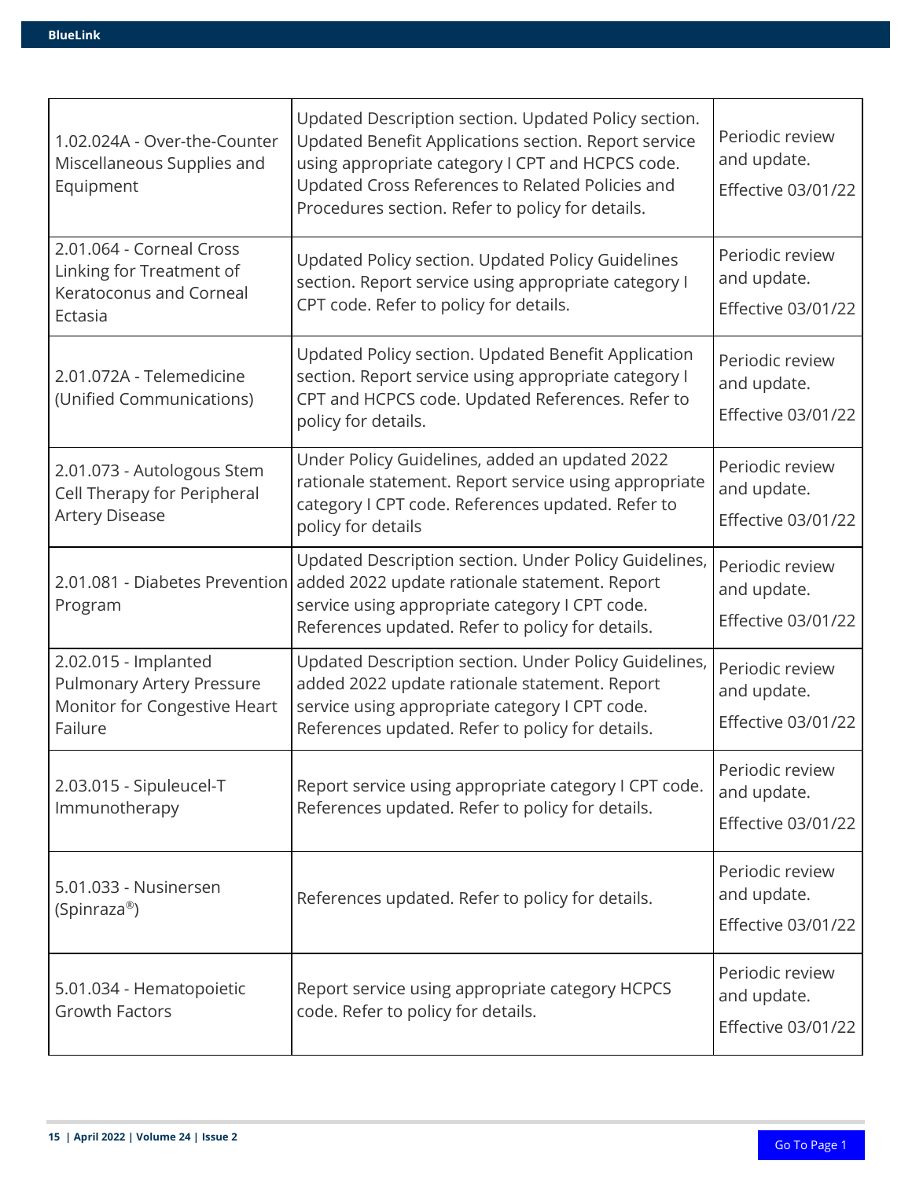| | | |
|---|---|---|
| 1.02.024A - Over-the-Counter Miscellaneous Supplies and Equipment | Updated Description section. Updated Policy section. Updated Benefit Applications section. Report service using appropriate category I CPT and HCPCS code. Updated Cross References to Related Policies and Procedures section. Refer to policy for details. | Periodic review and update. Effective 03/01/22 |
| 2.01.064 - Corneal Cross Linking for Treatment of Keratoconus and Corneal Ectasia | Updated Policy section. Updated Policy Guidelines section. Report service using appropriate category I CPT code. Refer to policy for details. | Periodic review and update. Effective 03/01/22 |
| 2.01.072A - Telemedicine (Unified Communications) | Updated Policy section. Updated Benefit Application section. Report service using appropriate category I CPT and HCPCS code. Updated References. Refer to policy for details. | Periodic review and update. Effective 03/01/22 |
| 2.01.073 - Autologous Stem Cell Therapy for Peripheral Artery Disease | Under Policy Guidelines, added an updated 2022 rationale statement. Report service using appropriate category I CPT code. References updated. Refer to policy for details | Periodic review and update. Effective 03/01/22 |
| 2.01.081 - Diabetes Prevention Program | Updated Description section. Under Policy Guidelines, added 2022 update rationale statement. Report service using appropriate category I CPT code. References updated. Refer to policy for details. | Periodic review and update. Effective 03/01/22 |
| 2.02.015 - Implanted Pulmonary Artery Pressure Monitor for Congestive Heart Failure | Updated Description section. Under Policy Guidelines, added 2022 update rationale statement. Report service using appropriate category I CPT code. References updated. Refer to policy for details. | Periodic review and update. Effective 03/01/22 |
| 2.03.015 - Sipuleucel-T Immunotherapy | Report service using appropriate category I CPT code. References updated. Refer to policy for details. | Periodic review and update. Effective 03/01/22 |
| 5.01.033 - Nusinersen (Spinraza®) | References updated. Refer to policy for details. | Periodic review and update. Effective 03/01/22 |
| 5.01.034 - Hematopoietic Growth Factors | Report service using appropriate category HCPCS code. Refer to policy for details. | Periodic review and update. Effective 03/01/22 |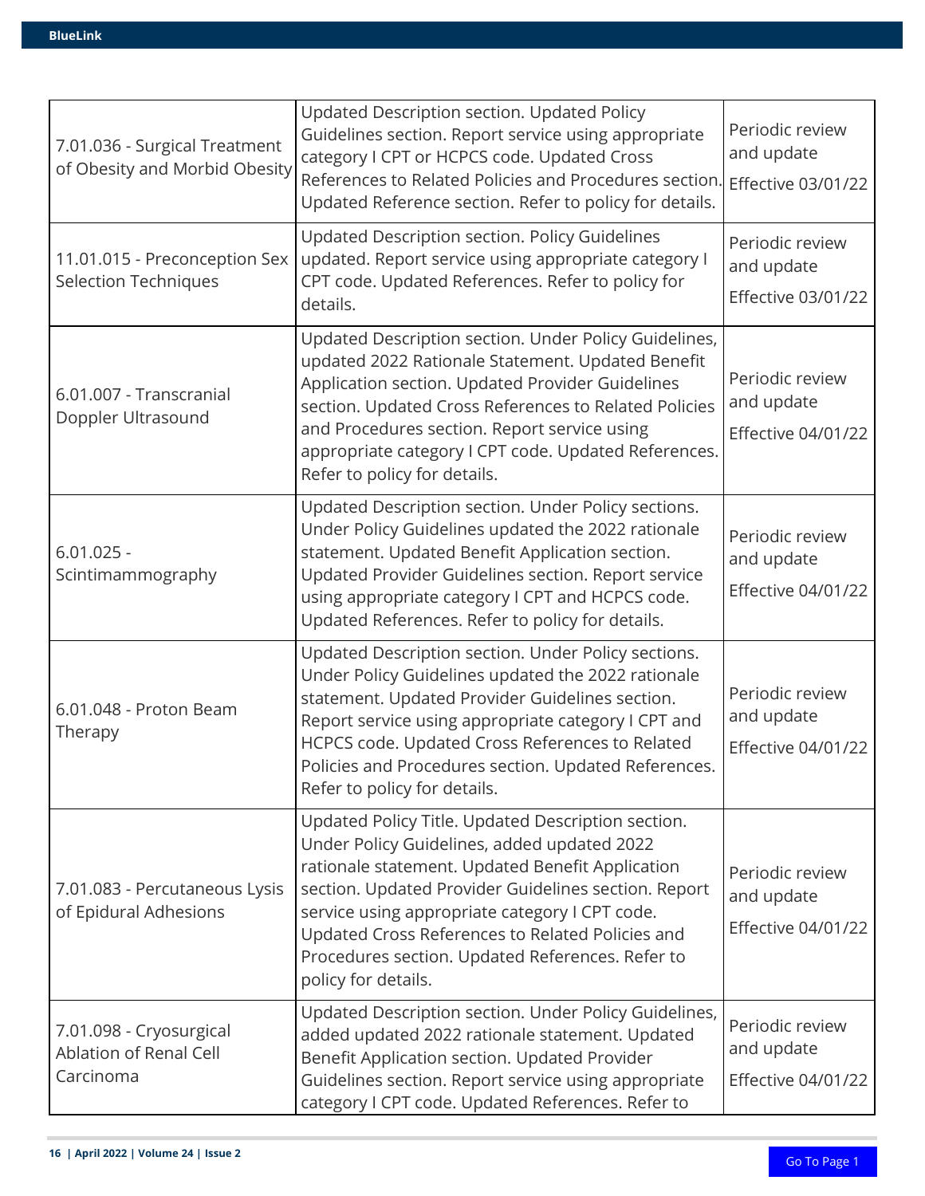| 7.01.036 - Surgical Treatment of Obesity and Morbid Obesity | Updated Description section. Updated Policy Guidelines section. Report service using appropriate category I CPT or HCPCS code. Updated Cross References to Related Policies and Procedures section. Updated Reference section. Refer to policy for details. | Periodic review and update<br>Effective 03/01/22 |
|---|---|---|
| 11.01.015 - Preconception Sex Selection Techniques | Updated Description section. Policy Guidelines updated. Report service using appropriate category I CPT code. Updated References. Refer to policy for details. | Periodic review and update<br>Effective 03/01/22 |
| 6.01.007 - Transcranial Doppler Ultrasound | Updated Description section. Under Policy Guidelines, updated 2022 Rationale Statement. Updated Benefit Application section. Updated Provider Guidelines section. Updated Cross References to Related Policies and Procedures section. Report service using appropriate category I CPT code. Updated References. Refer to policy for details. | Periodic review and update<br>Effective 04/01/22 |
| 6.01.025 - Scintimammography | Updated Description section. Under Policy sections. Under Policy Guidelines updated the 2022 rationale statement. Updated Benefit Application section. Updated Provider Guidelines section. Report service using appropriate category I CPT and HCPCS code. Updated References. Refer to policy for details. | Periodic review and update<br>Effective 04/01/22 |
| 6.01.048 - Proton Beam Therapy | Updated Description section. Under Policy sections. Under Policy Guidelines updated the 2022 rationale statement. Updated Provider Guidelines section. Report service using appropriate category I CPT and HCPCS code. Updated Cross References to Related Policies and Procedures section. Updated References. Refer to policy for details. | Periodic review and update<br>Effective 04/01/22 |
| 7.01.083 - Percutaneous Lysis of Epidural Adhesions | Updated Policy Title. Updated Description section. Under Policy Guidelines, added updated 2022 rationale statement. Updated Benefit Application section. Updated Provider Guidelines section. Report service using appropriate category I CPT code. Updated Cross References to Related Policies and Procedures section. Updated References. Refer to policy for details. | Periodic review and update<br>Effective 04/01/22 |
| 7.01.098 - Cryosurgical Ablation of Renal Cell Carcinoma | Updated Description section. Under Policy Guidelines, added updated 2022 rationale statement. Updated Benefit Application section. Updated Provider Guidelines section. Report service using appropriate category I CPT code. Updated References. Refer to | Periodic review and update<br>Effective 04/01/22 |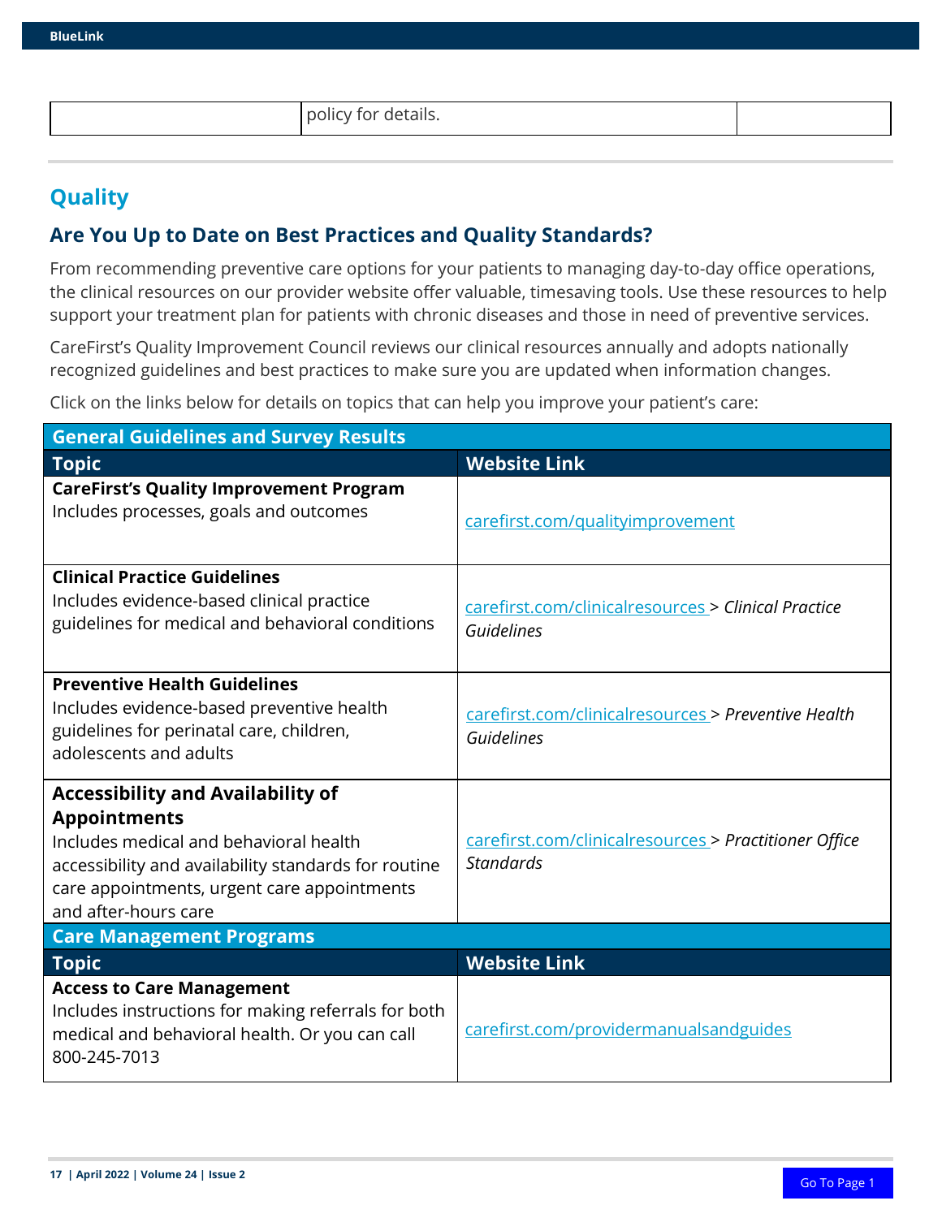| | policy for details. | |
|---|---|---|

## Quality

### Are You Up to Date on Best Practices and Quality Standards?

From recommending preventive care options for your patients to managing day-to-day office operations, the clinical resources on our provider website offer valuable, timesaving tools. Use these resources to help support your treatment plan for patients with chronic diseases and those in need of preventive services.

CareFirst's Quality Improvement Council reviews our clinical resources annually and adopts nationally recognized guidelines and best practices to make sure you are updated when information changes.

Click on the links below for details on topics that can help you improve your patient's care:

| General Guidelines and Survey Results | |
|---|---|
| **Topic** | **Website Link** |
| **CareFirst's Quality Improvement Program** Includes processes, goals and outcomes | carefirst.com/qualityimprovement |
| **Clinical Practice Guidelines** Includes evidence-based clinical practice guidelines for medical and behavioral conditions | carefirst.com/clinicalresources > *Clinical Practice Guidelines* |
| **Preventive Health Guidelines** Includes evidence-based preventive health guidelines for perinatal care, children, adolescents and adults | carefirst.com/clinicalresources > *Preventive Health Guidelines* |
| **Accessibility and Availability of Appointments** Includes medical and behavioral health accessibility and availability standards for routine care appointments, urgent care appointments and after-hours care | carefirst.com/clinicalresources > *Practitioner Office Standards* |
| **Care Management Programs** | |
| **Topic** | **Website Link** |
| **Access to Care Management** Includes instructions for making referrals for both medical and behavioral health. Or you can call 800-245-7013 | carefirst.com/providermanualsandguides |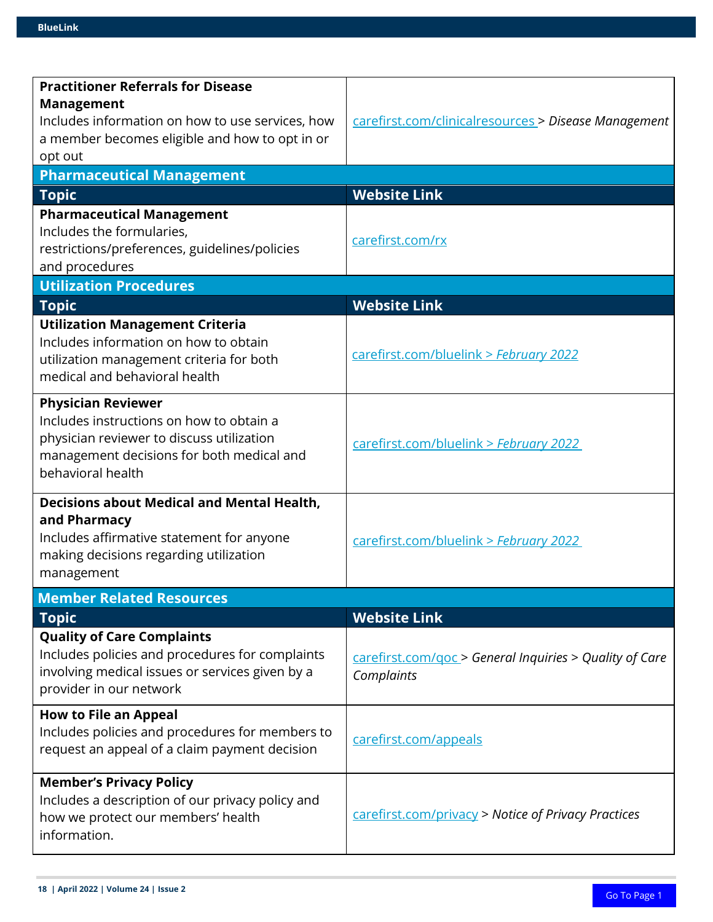| Topic | Website Link |
|---|---|
| **Practitioner Referrals for Disease Management** Includes information on how to use services, how a member becomes eligible and how to opt in or opt out | carefirst.com/clinicalresources > *Disease Management* |

## Pharmaceutical Management

| Topic | Website Link |
|---|---|
| **Pharmaceutical Management** Includes the formularies, restrictions/preferences, guidelines/policies and procedures | carefirst.com/rx |

## Utilization Procedures

| Topic | Website Link |
|---|---|
| **Utilization Management Criteria** Includes information on how to obtain utilization management criteria for both medical and behavioral health | carefirst.com/bluelink > *February 2022* |
| **Physician Reviewer** Includes instructions on how to obtain a physician reviewer to discuss utilization management decisions for both medical and behavioral health | carefirst.com/bluelink > *February 2022* |
| **Decisions about Medical and Mental Health, and Pharmacy** Includes affirmative statement for anyone making decisions regarding utilization management | carefirst.com/bluelink > *February 2022* |

## Member Related Resources

| Topic | Website Link |
|---|---|
| **Quality of Care Complaints** Includes policies and procedures for complaints involving medical issues or services given by a provider in our network | carefirst.com/qoc > *General Inquiries* > *Quality of Care Complaints* |
| **How to File an Appeal** Includes policies and procedures for members to request an appeal of a claim payment decision | carefirst.com/appeals |
| **Member's Privacy Policy** Includes a description of our privacy policy and how we protect our members' health information. | carefirst.com/privacy > *Notice of Privacy Practices* |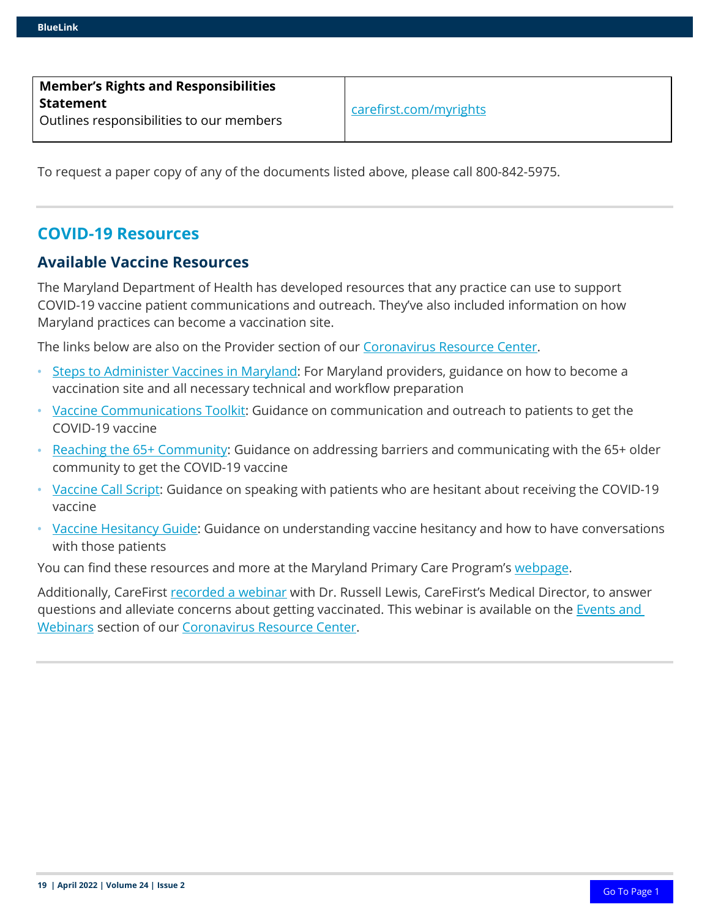| | |
|---|---|
| **Member's Rights and Responsibilities Statement**<br>Outlines responsibilities to our members | carefirst.com/myrights |

To request a paper copy of any of the documents listed above, please call 800-842-5975.

## COVID-19 Resources

### Available Vaccine Resources

The Maryland Department of Health has developed resources that any practice can use to support COVID-19 vaccine patient communications and outreach. They've also included information on how Maryland practices can become a vaccination site.

The links below are also on the Provider section of our Coronavirus Resource Center.

- Steps to Administer Vaccines in Maryland: For Maryland providers, guidance on how to become a vaccination site and all necessary technical and workflow preparation
- Vaccine Communications Toolkit: Guidance on communication and outreach to patients to get the COVID-19 vaccine
- Reaching the 65+ Community: Guidance on addressing barriers and communicating with the 65+ older community to get the COVID-19 vaccine
- Vaccine Call Script: Guidance on speaking with patients who are hesitant about receiving the COVID-19 vaccine
- Vaccine Hesitancy Guide: Guidance on understanding vaccine hesitancy and how to have conversations with those patients

You can find these resources and more at the Maryland Primary Care Program's webpage.

Additionally, CareFirst recorded a webinar with Dr. Russell Lewis, CareFirst's Medical Director, to answer questions and alleviate concerns about getting vaccinated. This webinar is available on the Events and Webinars section of our Coronavirus Resource Center.